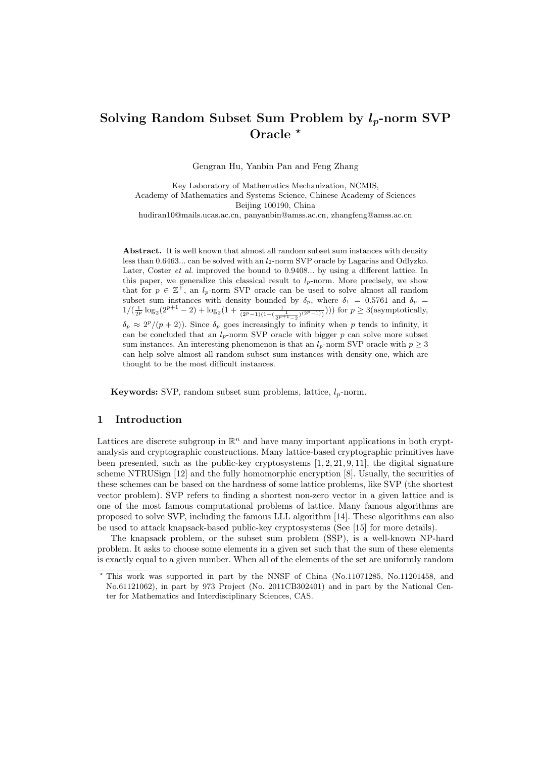# Solving Random Subset Sum Problem by $l_p$-norm SVP Oracle *

Gengran Hu, Yanbin Pan and Feng Zhang

Key Laboratory of Mathematics Mechanization, NCMIS,
Academy of Mathematics and Systems Science, Chinese Academy of Sciences
Beijing 100190, China
hudiran10@mails.ucas.ac.cn, panyanbin@amss.ac.cn, zhangfeng@amss.ac.cn

**Abstract.** It is well known that almost all random subset sum instances with density less than 0.6463... can be solved with an $l_2$-norm SVP oracle by Lagarias and Odlyzko. Later, Coster *et al.* improved the bound to 0.9408... by using a different lattice. In this paper, we generalize this classical result to $l_p$-norm. More precisely, we show that for $p \in \mathbb{Z}^+$, an $l_p$-norm SVP oracle can be used to solve almost all random subset sum instances with density bounded by $\delta_p$, where $\delta_1 = 0.5761$ and $\delta_p = 1/(\frac{1}{2^p}\log_2(2^{p+1}-2) + \log_2(1 + \frac{1}{(2^p-1)(1-(\frac{1}{2^{p+1}-2})^{(2^p-1)})}))$ for $p \geq 3$(asymptotically, $\delta_p \approx 2^p/(p+2)$). Since $\delta_p$ goes increasingly to infinity when $p$ tends to infinity, it can be concluded that an $l_p$-norm SVP oracle with bigger $p$ can solve more subset sum instances. An interesting phenomenon is that an $l_p$-norm SVP oracle with $p \geq 3$ can help solve almost all random subset sum instances with density one, which are thought to be the most difficult instances.

**Keywords:** SVP, random subset sum problems, lattice, $l_p$-norm.

## 1 Introduction

Lattices are discrete subgroup in $\mathbb{R}^n$ and have many important applications in both cryptanalysis and cryptographic constructions. Many lattice-based cryptographic primitives have been presented, such as the public-key cryptosystems [1, 2, 21, 9, 11], the digital signature scheme NTRUSign [12] and the fully homomorphic encryption [8]. Usually, the securities of these schemes can be based on the hardness of some lattice problems, like SVP (the shortest vector problem). SVP refers to finding a shortest non-zero vector in a given lattice and is one of the most famous computational problems of lattice. Many famous algorithms are proposed to solve SVP, including the famous LLL algorithm [14]. These algorithms can also be used to attack knapsack-based public-key cryptosystems (See [15] for more details).

The knapsack problem, or the subset sum problem (SSP), is a well-known NP-hard problem. It asks to choose some elements in a given set such that the sum of these elements is exactly equal to a given number. When all of the elements of the set are uniformly random

* This work was supported in part by the NNSF of China (No.11071285, No.11201458, and No.61121062), in part by 973 Project (No. 2011CB302401) and in part by the National Center for Mathematics and Interdisciplinary Sciences, CAS.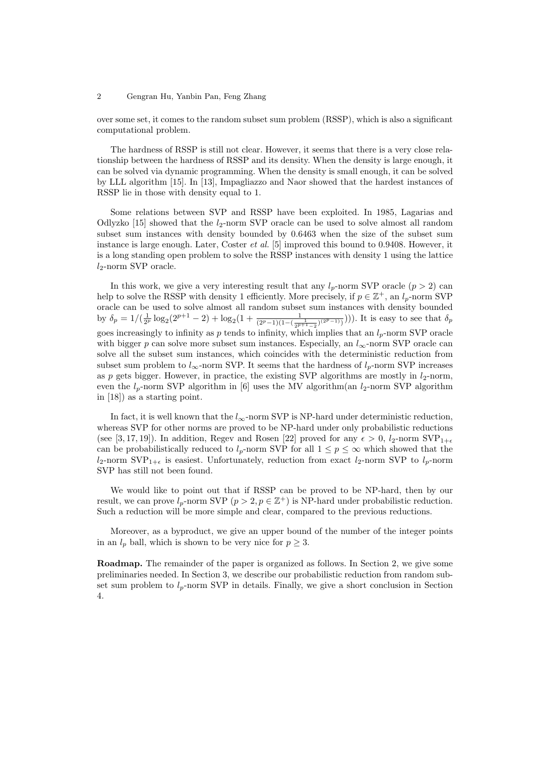over some set, it comes to the random subset sum problem (RSSP), which is also a significant computational problem.

The hardness of RSSP is still not clear. However, it seems that there is a very close relationship between the hardness of RSSP and its density. When the density is large enough, it can be solved via dynamic programming. When the density is small enough, it can be solved by LLL algorithm [15]. In [13], Impagliazzo and Naor showed that the hardest instances of RSSP lie in those with density equal to 1.

Some relations between SVP and RSSP have been exploited. In 1985, Lagarias and Odlyzko [15] showed that the $l_2$-norm SVP oracle can be used to solve almost all random subset sum instances with density bounded by 0.6463 when the size of the subset sum instance is large enough. Later, Coster *et al.* [5] improved this bound to 0.9408. However, it is a long standing open problem to solve the RSSP instances with density 1 using the lattice $l_2$-norm SVP oracle.

In this work, we give a very interesting result that any $l_p$-norm SVP oracle ($p > 2$) can help to solve the RSSP with density 1 efficiently. More precisely, if $p \in \mathbb{Z}^+$, an $l_p$-norm SVP oracle can be used to solve almost all random subset sum instances with density bounded by $\delta_p = 1/(\frac{1}{2^p}\log_2(2^{p+1}-2)+\log_2(1+\frac{1}{(2^p-1)(1-(\frac{1}{2^{p+1}-2})^{(2^p-1)})}))$. It is easy to see that $\delta_p$ goes increasingly to infinity as $p$ tends to infinity, which implies that an $l_p$-norm SVP oracle with bigger $p$ can solve more subset sum instances. Especially, an $l_\infty$-norm SVP oracle can solve all the subset sum instances, which coincides with the deterministic reduction from subset sum problem to $l_\infty$-norm SVP. It seems that the hardness of $l_p$-norm SVP increases as $p$ gets bigger. However, in practice, the existing SVP algorithms are mostly in $l_2$-norm, even the $l_p$-norm SVP algorithm in [6] uses the MV algorithm(an $l_2$-norm SVP algorithm in [18]) as a starting point.

In fact, it is well known that the $l_\infty$-norm SVP is NP-hard under deterministic reduction, whereas SVP for other norms are proved to be NP-hard under only probabilistic reductions (see [3, 17, 19]). In addition, Regev and Rosen [22] proved for any $\epsilon > 0$, $l_2$-norm $\mathrm{SVP}_{1+\epsilon}$ can be probabilistically reduced to $l_p$-norm SVP for all $1 \le p \le \infty$ which showed that the $l_2$-norm $\mathrm{SVP}_{1+\epsilon}$ is easiest. Unfortunately, reduction from exact $l_2$-norm SVP to $l_p$-norm SVP has still not been found.

We would like to point out that if RSSP can be proved to be NP-hard, then by our result, we can prove $l_p$-norm SVP ($p > 2, p \in \mathbb{Z}^+$) is NP-hard under probabilistic reduction. Such a reduction will be more simple and clear, compared to the previous reductions.

Moreover, as a byproduct, we give an upper bound of the number of the integer points in an $l_p$ ball, which is shown to be very nice for $p \ge 3$.

**Roadmap.** The remainder of the paper is organized as follows. In Section 2, we give some preliminaries needed. In Section 3, we describe our probabilistic reduction from random subset sum problem to $l_p$-norm SVP in details. Finally, we give a short conclusion in Section 4.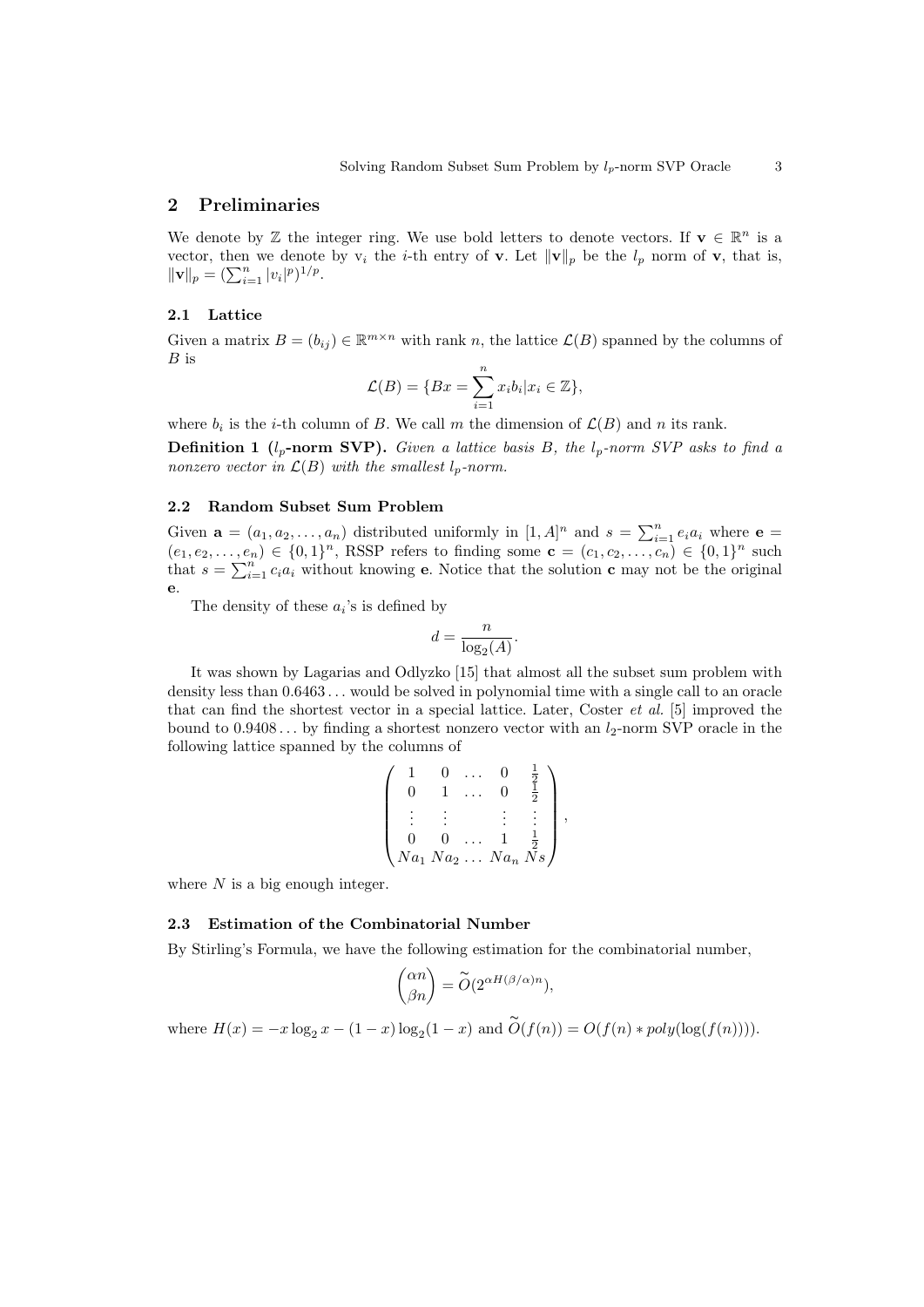## 2 Preliminaries

We denote by $\mathbb{Z}$ the integer ring. We use bold letters to denote vectors. If $\mathbf{v} \in \mathbb{R}^n$ is a vector, then we denote by $\mathrm{v}_i$ the $i$-th entry of $\mathbf{v}$. Let $\|\mathbf{v}\|_p$ be the $l_p$ norm of $\mathbf{v}$, that is, $\|\mathbf{v}\|_p = (\sum_{i=1}^n |v_i|^p)^{1/p}$.

### 2.1 Lattice

Given a matrix $B = (b_{ij}) \in \mathbb{R}^{m \times n}$ with rank $n$, the lattice $\mathcal{L}(B)$ spanned by the columns of $B$ is

$$\mathcal{L}(B) = \{Bx = \sum_{i=1}^n x_i b_i | x_i \in \mathbb{Z}\},$$

where $b_i$ is the $i$-th column of $B$. We call $m$ the dimension of $\mathcal{L}(B)$ and $n$ its rank.

**Definition 1 ($l_p$-norm SVP).** *Given a lattice basis $B$, the $l_p$-norm SVP asks to find a nonzero vector in $\mathcal{L}(B)$ with the smallest $l_p$-norm.*

### 2.2 Random Subset Sum Problem

Given $\mathbf{a} = (a_1, a_2, \ldots, a_n)$ distributed uniformly in $[1, A]^n$ and $s = \sum_{i=1}^n e_i a_i$ where $\mathbf{e} = (e_1, e_2, \ldots, e_n) \in \{0, 1\}^n$, RSSP refers to finding some $\mathbf{c} = (c_1, c_2, \ldots, c_n) \in \{0, 1\}^n$ such that $s = \sum_{i=1}^n c_i a_i$ without knowing $\mathbf{e}$. Notice that the solution $\mathbf{c}$ may not be the original $\mathbf{e}$.

The density of these $a_i$'s is defined by

$$d = \frac{n}{\log_2(A)}.$$

It was shown by Lagarias and Odlyzko [15] that almost all the subset sum problem with density less than $0.6463\ldots$ would be solved in polynomial time with a single call to an oracle that can find the shortest vector in a special lattice. Later, Coster *et al.* [5] improved the bound to $0.9408\ldots$ by finding a shortest nonzero vector with an $l_2$-norm SVP oracle in the following lattice spanned by the columns of

$$\begin{pmatrix} 1 & 0 & \ldots & 0 & \frac{1}{2} \\ 0 & 1 & \ldots & 0 & \frac{1}{2} \\ \vdots & \vdots & & \vdots & \vdots \\ 0 & 0 & \ldots & 1 & \frac{1}{2} \\ Na_1 & Na_2 & \ldots & Na_n & Ns \end{pmatrix},$$

where $N$ is a big enough integer.

### 2.3 Estimation of the Combinatorial Number

By Stirling's Formula, we have the following estimation for the combinatorial number,

$$\binom{\alpha n}{\beta n} = \widetilde{O}(2^{\alpha H(\beta/\alpha) n}),$$

where $H(x) = -x \log_2 x - (1-x) \log_2(1-x)$ and $\widetilde{O}(f(n)) = O(f(n) * poly(\log(f(n))))$.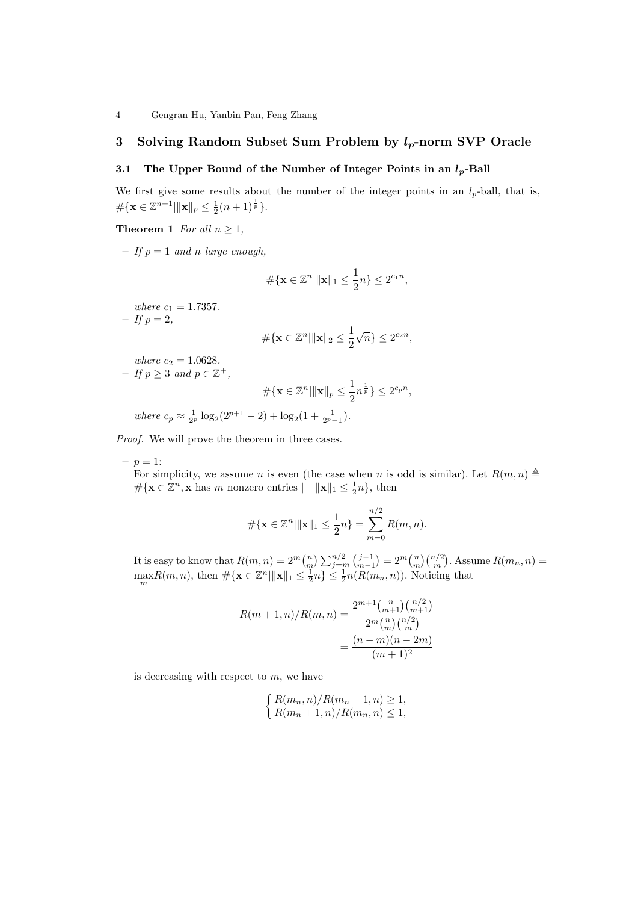## 3 Solving Random Subset Sum Problem by $l_p$-norm SVP Oracle

### 3.1 The Upper Bound of the Number of Integer Points in an $l_p$-Ball

We first give some results about the number of the integer points in an $l_p$-ball, that is, $\#\{\mathbf{x} \in \mathbb{Z}^{n+1} | \|\mathbf{x}\|_p \leq \frac{1}{2}(n+1)^{\frac{1}{p}}\}$.

**Theorem 1** *For all $n \geq 1$,*

– *If $p = 1$ and $n$ large enough,*

$$\#\{\mathbf{x} \in \mathbb{Z}^n | \|\mathbf{x}\|_1 \leq \frac{1}{2}n\} \leq 2^{c_1 n},$$

*where $c_1 = 1.7357$.*

– *If $p = 2$,*

$$\#\{\mathbf{x} \in \mathbb{Z}^n | \|\mathbf{x}\|_2 \leq \frac{1}{2}\sqrt{n}\} \leq 2^{c_2 n},$$

*where $c_2 = 1.0628$.*

– *If $p \geq 3$ and $p \in \mathbb{Z}^+$,*

$$\#\{\mathbf{x} \in \mathbb{Z}^n | \|\mathbf{x}\|_p \leq \frac{1}{2}n^{\frac{1}{p}}\} \leq 2^{c_p n},$$

*where $c_p \approx \frac{1}{2^p}\log_2(2^{p+1} - 2) + \log_2(1 + \frac{1}{2^p - 1})$.*

*Proof.* We will prove the theorem in three cases.

– $p = 1$:
For simplicity, we assume $n$ is even (the case when $n$ is odd is similar). Let $R(m, n) \triangleq \#\{\mathbf{x} \in \mathbb{Z}^n, \mathbf{x} \text{ has } m \text{ nonzero entries } | \quad \|\mathbf{x}\|_1 \leq \frac{1}{2}n\}$, then

$$\#\{\mathbf{x} \in \mathbb{Z}^n | \|\mathbf{x}\|_1 \leq \frac{1}{2}n\} = \sum_{m=0}^{n/2} R(m, n).$$

It is easy to know that $R(m, n) = 2^m \binom{n}{m} \sum_{j=m}^{n/2} \binom{j-1}{m-1} = 2^m \binom{n}{m}\binom{n/2}{m}$. Assume $R(m_n, n) = \max_m R(m, n)$, then $\#\{\mathbf{x} \in \mathbb{Z}^n | \|\mathbf{x}\|_1 \leq \frac{1}{2}n\} \leq \frac{1}{2}n(R(m_n, n))$. Noticing that

$$\begin{aligned} R(m+1, n)/R(m, n) &= \frac{2^{m+1}\binom{n}{m+1}\binom{n/2}{m+1}}{2^m\binom{n}{m}\binom{n/2}{m}} \\ &= \frac{(n-m)(n-2m)}{(m+1)^2} \end{aligned}$$

is decreasing with respect to $m$, we have

$$\begin{cases} R(m_n, n)/R(m_n - 1, n) \geq 1, \\ R(m_n + 1, n)/R(m_n, n) \leq 1, \end{cases}$$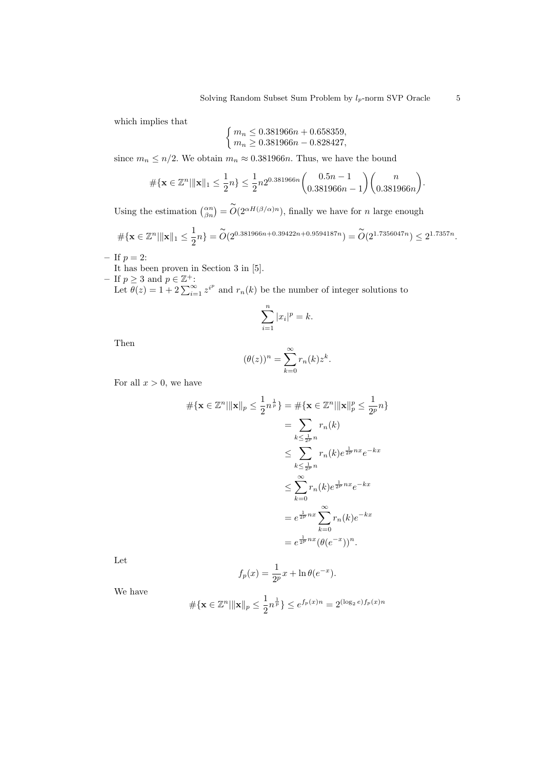which implies that

$$\begin{cases} m_n \leq 0.381966n + 0.658359, \\ m_n \geq 0.381966n - 0.828427, \end{cases}$$

since $m_n \leq n/2$. We obtain $m_n \approx 0.381966n$. Thus, we have the bound

$$\#\{\mathbf{x} \in \mathbb{Z}^n | \|\mathbf{x}\|_1 \leq \frac{1}{2}n\} \leq \frac{1}{2}n 2^{0.381966n} \binom{0.5n-1}{0.381966n-1} \binom{n}{0.381966n}.$$

Using the estimation $\binom{\alpha n}{\beta n} = \widetilde{O}(2^{\alpha H(\beta/\alpha)n})$, finally we have for $n$ large enough

$$\#\{\mathbf{x} \in \mathbb{Z}^n | \|\mathbf{x}\|_1 \leq \frac{1}{2}n\} = \widetilde{O}(2^{0.381966n+0.39422n+0.9594187n}) = \widetilde{O}(2^{1.7356047n}) \leq 2^{1.7357n}.$$

- If $p = 2$:
  It has been proven in Section 3 in [5].
- If $p \geq 3$ and $p \in \mathbb{Z}^+$:
  Let $\theta(z) = 1 + 2\sum_{i=1}^{\infty} z^{i^p}$ and $r_n(k)$ be the number of integer solutions to

$$\sum_{i=1}^{n} |x_i|^p = k.$$

  Then

$$(\theta(z))^n = \sum_{k=0}^{\infty} r_n(k) z^k.$$

  For all $x > 0$, we have

$$\begin{aligned}
\#\{\mathbf{x} \in \mathbb{Z}^n | \|\mathbf{x}\|_p \leq \frac{1}{2}n^{\frac{1}{p}}\} &= \#\{\mathbf{x} \in \mathbb{Z}^n | \|\mathbf{x}\|_p^p \leq \frac{1}{2^p}n\} \\
&= \sum_{k \leq \frac{1}{2^p}n} r_n(k) \\
&\leq \sum_{k \leq \frac{1}{2^p}n} r_n(k) e^{\frac{1}{2^p}nx} e^{-kx} \\
&\leq \sum_{k=0}^{\infty} r_n(k) e^{\frac{1}{2^p}nx} e^{-kx} \\
&= e^{\frac{1}{2^p}nx} \sum_{k=0}^{\infty} r_n(k) e^{-kx} \\
&= e^{\frac{1}{2^p}nx} (\theta(e^{-x}))^n.
\end{aligned}$$

  Let

$$f_p(x) = \frac{1}{2^p}x + \ln \theta(e^{-x}).$$

  We have

$$\#\{\mathbf{x} \in \mathbb{Z}^n | \|\mathbf{x}\|_p \leq \frac{1}{2}n^{\frac{1}{p}}\} \leq e^{f_p(x)n} = 2^{(\log_2 e) f_p(x) n}$$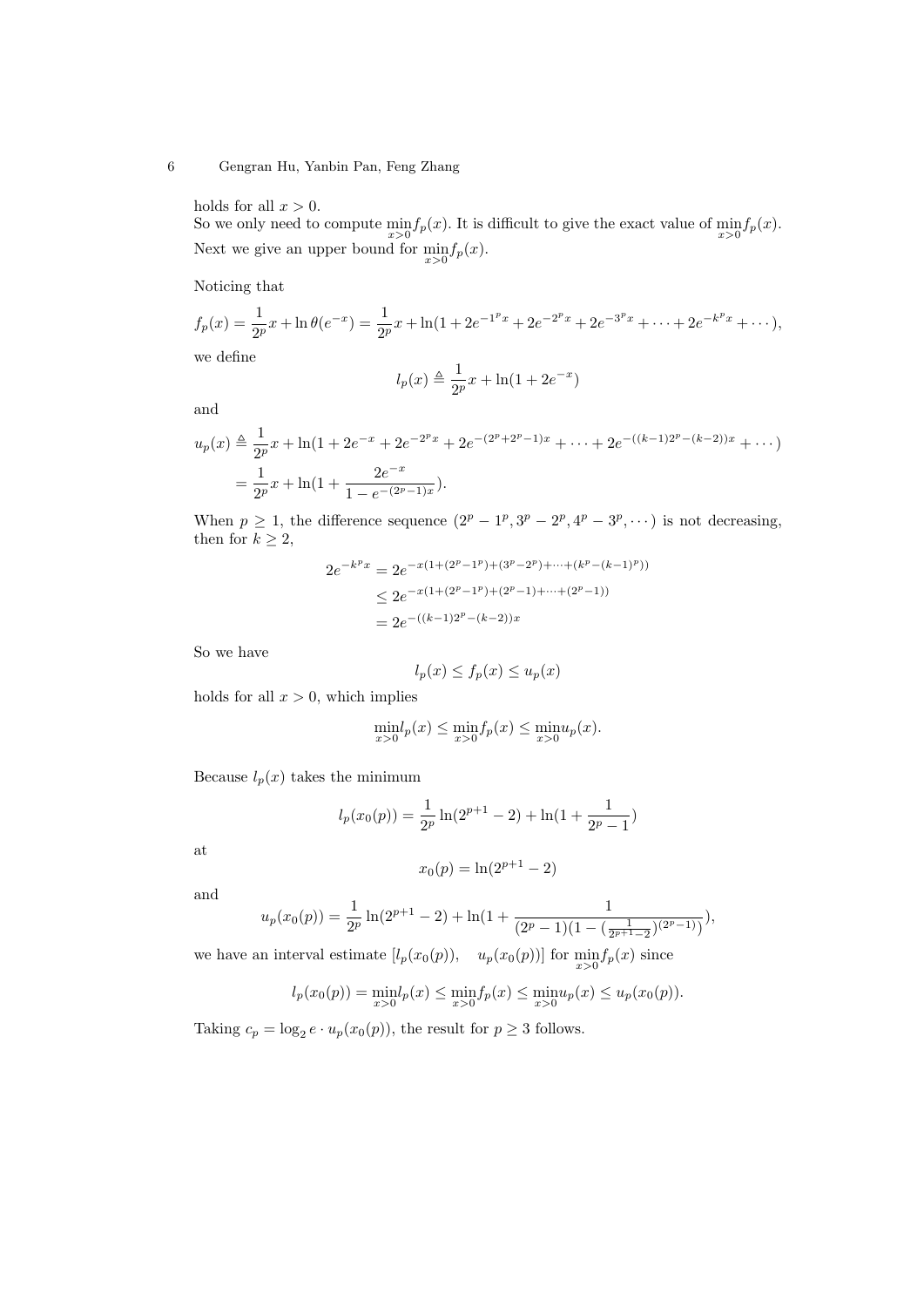holds for all $x > 0$.
So we only need to compute $\min\limits_{x>0} f_p(x)$. It is difficult to give the exact value of $\min\limits_{x>0} f_p(x)$. Next we give an upper bound for $\min\limits_{x>0} f_p(x)$.

Noticing that

$$f_p(x) = \frac{1}{2^p}x + \ln\theta(e^{-x}) = \frac{1}{2^p}x + \ln(1 + 2e^{-1^p x} + 2e^{-2^p x} + 2e^{-3^p x} + \cdots + 2e^{-k^p x} + \cdots),$$

we define

$$l_p(x) \triangleq \frac{1}{2^p}x + \ln(1 + 2e^{-x})$$

and

$$\begin{aligned} u_p(x) &\triangleq \frac{1}{2^p}x + \ln(1 + 2e^{-x} + 2e^{-2^p x} + 2e^{-(2^p+2^p-1)x} + \cdots + 2e^{-((k-1)2^p-(k-2))x} + \cdots) \\ &= \frac{1}{2^p}x + \ln(1 + \frac{2e^{-x}}{1 - e^{-(2^p-1)x}}). \end{aligned}$$

When $p \geq 1$, the difference sequence $(2^p - 1^p, 3^p - 2^p, 4^p - 3^p, \cdots)$ is not decreasing, then for $k \geq 2$,

$$\begin{aligned} 2e^{-k^p x} &= 2e^{-x(1+(2^p-1^p)+(3^p-2^p)+\cdots+(k^p-(k-1)^p))} \\ &\leq 2e^{-x(1+(2^p-1^p)+(2^p-1)+\cdots+(2^p-1))} \\ &= 2e^{-((k-1)2^p-(k-2))x} \end{aligned}$$

So we have

$$l_p(x) \leq f_p(x) \leq u_p(x)$$

holds for all $x > 0$, which implies

$$\min_{x>0} l_p(x) \leq \min_{x>0} f_p(x) \leq \min_{x>0} u_p(x).$$

Because $l_p(x)$ takes the minimum

$$l_p(x_0(p)) = \frac{1}{2^p}\ln(2^{p+1} - 2) + \ln(1 + \frac{1}{2^p - 1})$$

at

$$x_0(p) = \ln(2^{p+1} - 2)$$

and

$$u_p(x_0(p)) = \frac{1}{2^p}\ln(2^{p+1} - 2) + \ln(1 + \frac{1}{(2^p - 1)(1 - (\frac{1}{2^{p+1}-2})^{(2^p-1)})}),$$

we have an interval estimate $[l_p(x_0(p)), \quad u_p(x_0(p))]$ for $\min\limits_{x>0} f_p(x)$ since

$$l_p(x_0(p)) = \min_{x>0} l_p(x) \leq \min_{x>0} f_p(x) \leq \min_{x>0} u_p(x) \leq u_p(x_0(p)).$$

Taking $c_p = \log_2 e \cdot u_p(x_0(p))$, the result for $p \geq 3$ follows.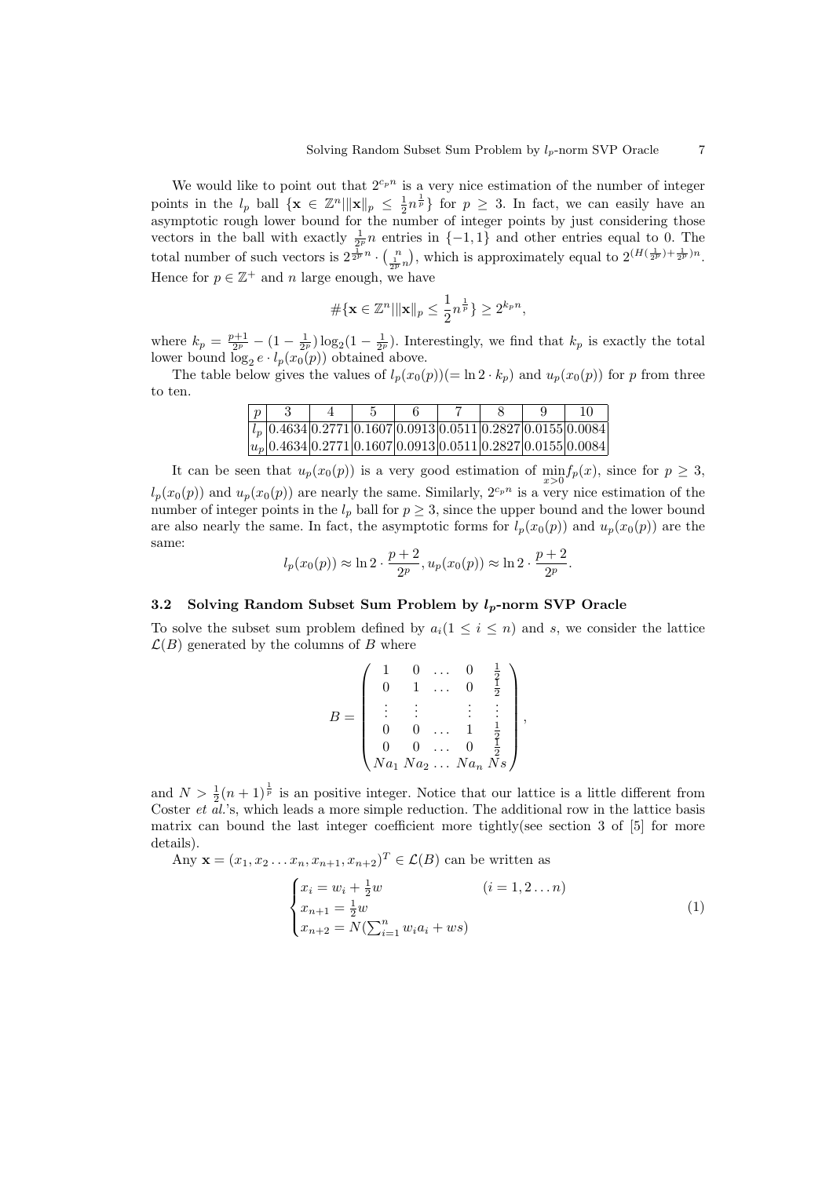We would like to point out that $2^{c_p n}$ is a very nice estimation of the number of integer points in the $l_p$ ball $\{\mathbf{x} \in \mathbb{Z}^n | \|\mathbf{x}\|_p \leq \frac{1}{2} n^{\frac{1}{p}}\}$ for $p \geq 3$. In fact, we can easily have an asymptotic rough lower bound for the number of integer points by just considering those vectors in the ball with exactly $\frac{1}{2^p} n$ entries in $\{-1, 1\}$ and other entries equal to 0. The total number of such vectors is $2^{\frac{1}{2^p} n} \cdot \binom{n}{\frac{1}{2^p} n}$, which is approximately equal to $2^{(H(\frac{1}{2^p}) + \frac{1}{2^p})n}$. Hence for $p \in \mathbb{Z}^+$ and $n$ large enough, we have

$$\#\{\mathbf{x} \in \mathbb{Z}^n | \|\mathbf{x}\|_p \leq \frac{1}{2} n^{\frac{1}{p}}\} \geq 2^{k_p n},$$

where $k_p = \frac{p+1}{2^p} - (1 - \frac{1}{2^p}) \log_2 (1 - \frac{1}{2^p})$. Interestingly, we find that $k_p$ is exactly the total lower bound $\log_2 e \cdot l_p(x_0(p))$ obtained above.

The table below gives the values of $l_p(x_0(p))(= \ln 2 \cdot k_p)$ and $u_p(x_0(p))$ for $p$ from three to ten.

| $p$ | 3 | 4 | 5 | 6 | 7 | 8 | 9 | 10 |
|---|---|---|---|---|---|---|---|---|
| $l_p$ | 0.4634 | 0.2771 | 0.1607 | 0.0913 | 0.0511 | 0.2827 | 0.0155 | 0.0084 |
| $u_p$ | 0.4634 | 0.2771 | 0.1607 | 0.0913 | 0.0511 | 0.2827 | 0.0155 | 0.0084 |

It can be seen that $u_p(x_0(p))$ is a very good estimation of $\min_{x>0} f_p(x)$, since for $p \geq 3$, $l_p(x_0(p))$ and $u_p(x_0(p))$ are nearly the same. Similarly, $2^{c_p n}$ is a very nice estimation of the number of integer points in the $l_p$ ball for $p \geq 3$, since the upper bound and the lower bound are also nearly the same. In fact, the asymptotic forms for $l_p(x_0(p))$ and $u_p(x_0(p))$ are the same:

$$l_p(x_0(p)) \approx \ln 2 \cdot \frac{p+2}{2^p}, u_p(x_0(p)) \approx \ln 2 \cdot \frac{p+2}{2^p}.$$

### 3.2 Solving Random Subset Sum Problem by $l_p$-norm SVP Oracle

To solve the subset sum problem defined by $a_i (1 \leq i \leq n)$ and $s$, we consider the lattice $\mathcal{L}(B)$ generated by the columns of $B$ where

$$B = \begin{pmatrix} 1 & 0 & \dots & 0 & \frac{1}{2} \\ 0 & 1 & \dots & 0 & \frac{1}{2} \\ \vdots & \vdots & & \vdots & \vdots \\ 0 & 0 & \dots & 1 & \frac{1}{2} \\ 0 & 0 & \dots & 0 & \frac{1}{2} \\ Na_1 & Na_2 & \dots & Na_n & Ns \end{pmatrix},$$

and $N > \frac{1}{2}(n+1)^{\frac{1}{p}}$ is an positive integer. Notice that our lattice is a little different from Coster *et al.*'s, which leads a more simple reduction. The additional row in the lattice basis matrix can bound the last integer coefficient more tightly(see section 3 of [5] for more details).

Any $\mathbf{x} = (x_1, x_2 \dots x_n, x_{n+1}, x_{n+2})^T \in \mathcal{L}(B)$ can be written as

$$\begin{cases} x_i = w_i + \frac{1}{2} w & (i = 1, 2 \dots n) \\ x_{n+1} = \frac{1}{2} w \\ x_{n+2} = N(\sum_{i=1}^{n} w_i a_i + ws) \end{cases} \quad (1)$$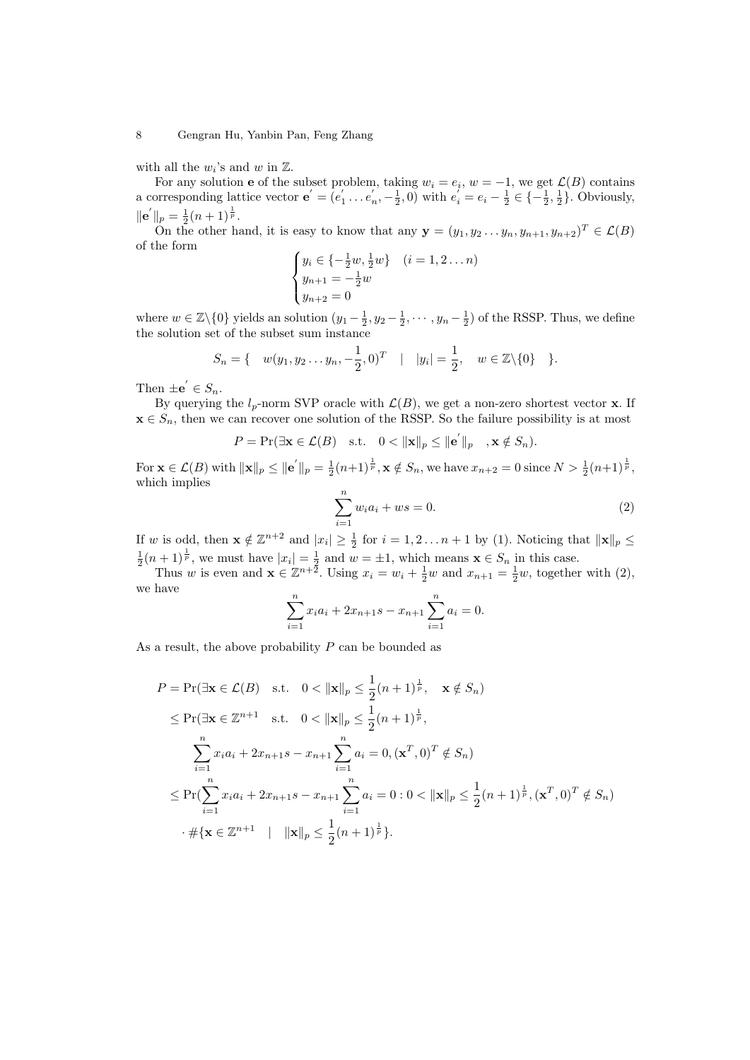with all the $w_i$'s and $w$ in $\mathbb{Z}$.

For any solution $\mathbf{e}$ of the subset problem, taking $w_i = e_i$, $w = -1$, we get $\mathcal{L}(B)$ contains a corresponding lattice vector $\mathbf{e}^{'} = (e_1^{'} \ldots e_n^{'}, -\frac{1}{2}, 0)$ with $e_i^{'} = e_i - \frac{1}{2} \in \{-\frac{1}{2}, \frac{1}{2}\}$. Obviously, $\|\mathbf{e}^{'}\|_p = \frac{1}{2}(n+1)^{\frac{1}{p}}$.

On the other hand, it is easy to know that any $\mathbf{y} = (y_1, y_2 \ldots y_n, y_{n+1}, y_{n+2})^T \in \mathcal{L}(B)$ of the form

$$\begin{cases} y_i \in \{-\frac{1}{2}w, \frac{1}{2}w\} \quad (i = 1, 2 \ldots n) \\ y_{n+1} = -\frac{1}{2}w \\ y_{n+2} = 0 \end{cases}$$

where $w \in \mathbb{Z}\backslash\{0\}$ yields an solution $(y_1 - \frac{1}{2}, y_2 - \frac{1}{2}, \cdots, y_n - \frac{1}{2})$ of the RSSP. Thus, we define the solution set of the subset sum instance

$$S_n = \{ \quad w(y_1, y_2 \ldots y_n, -\frac{1}{2}, 0)^T \quad | \quad |y_i| = \frac{1}{2}, \quad w \in \mathbb{Z}\backslash\{0\} \quad \}.$$

Then $\pm\mathbf{e}^{'} \in S_n$.

By querying the $l_p$-norm SVP oracle with $\mathcal{L}(B)$, we get a non-zero shortest vector $\mathbf{x}$. If $\mathbf{x} \in S_n$, then we can recover one solution of the RSSP. So the failure possibility is at most

$$P = \Pr(\exists \mathbf{x} \in \mathcal{L}(B) \quad \text{s.t.} \quad 0 < \|\mathbf{x}\|_p \leq \|\mathbf{e}^{'}\|_p \quad , \mathbf{x} \notin S_n).$$

For $\mathbf{x} \in \mathcal{L}(B)$ with $\|\mathbf{x}\|_p \leq \|\mathbf{e}^{'}\|_p = \frac{1}{2}(n+1)^{\frac{1}{p}}, \mathbf{x} \notin S_n$, we have $x_{n+2} = 0$ since $N > \frac{1}{2}(n+1)^{\frac{1}{p}}$, which implies

$$\sum_{i=1}^{n} w_i a_i + ws = 0. \tag{2}$$

If $w$ is odd, then $\mathbf{x} \notin \mathbb{Z}^{n+2}$ and $|x_i| \geq \frac{1}{2}$ for $i = 1, 2 \ldots n+1$ by (1). Noticing that $\|\mathbf{x}\|_p \leq \frac{1}{2}(n+1)^{\frac{1}{p}}$, we must have $|x_i| = \frac{1}{2}$ and $w = \pm 1$, which means $\mathbf{x} \in S_n$ in this case.

Thus $w$ is even and $\mathbf{x} \in \mathbb{Z}^{n+2}$. Using $x_i = w_i + \frac{1}{2}w$ and $x_{n+1} = \frac{1}{2}w$, together with (2), we have

$$\sum_{i=1}^{n} x_i a_i + 2x_{n+1}s - x_{n+1}\sum_{i=1}^{n} a_i = 0.$$

As a result, the above probability $P$ can be bounded as

$$\begin{aligned}
P &= \Pr(\exists \mathbf{x} \in \mathcal{L}(B) \quad \text{s.t.} \quad 0 < \|\mathbf{x}\|_p \leq \frac{1}{2}(n+1)^{\frac{1}{p}}, \quad \mathbf{x} \notin S_n) \\
&\leq \Pr(\exists \mathbf{x} \in \mathbb{Z}^{n+1} \quad \text{s.t.} \quad 0 < \|\mathbf{x}\|_p \leq \frac{1}{2}(n+1)^{\frac{1}{p}}, \\
&\qquad \sum_{i=1}^{n} x_i a_i + 2x_{n+1}s - x_{n+1}\sum_{i=1}^{n} a_i = 0, (\mathbf{x}^T, 0)^T \notin S_n) \\
&\leq \Pr(\sum_{i=1}^{n} x_i a_i + 2x_{n+1}s - x_{n+1}\sum_{i=1}^{n} a_i = 0 : 0 < \|\mathbf{x}\|_p \leq \frac{1}{2}(n+1)^{\frac{1}{p}}, (\mathbf{x}^T, 0)^T \notin S_n) \\
&\quad \cdot \#\{\mathbf{x} \in \mathbb{Z}^{n+1} \quad | \quad \|\mathbf{x}\|_p \leq \frac{1}{2}(n+1)^{\frac{1}{p}}\}.
\end{aligned}$$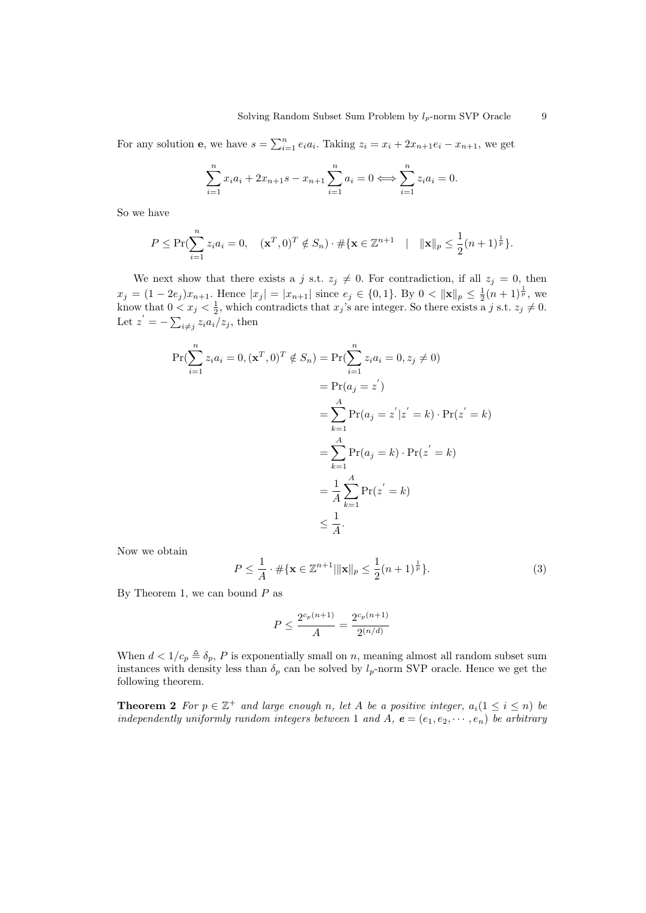For any solution $\mathbf{e}$, we have $s = \sum_{i=1}^{n} e_i a_i$. Taking $z_i = x_i + 2x_{n+1}e_i - x_{n+1}$, we get

$$\sum_{i=1}^{n} x_i a_i + 2x_{n+1}s - x_{n+1}\sum_{i=1}^{n} a_i = 0 \Longleftrightarrow \sum_{i=1}^{n} z_i a_i = 0.$$

So we have

$$P \le \Pr(\sum_{i=1}^{n} z_i a_i = 0, \quad (\mathbf{x}^T, 0)^T \notin S_n) \cdot \#\{\mathbf{x} \in \mathbb{Z}^{n+1} \quad | \quad \|\mathbf{x}\|_p \le \frac{1}{2}(n+1)^{\frac{1}{p}}\}.$$

We next show that there exists a $j$ s.t. $z_j \neq 0$. For contradiction, if all $z_j = 0$, then $x_j = (1-2e_j)x_{n+1}$. Hence $|x_j| = |x_{n+1}|$ since $e_j \in \{0,1\}$. By $0 < \|\mathbf{x}\|_p \le \frac{1}{2}(n+1)^{\frac{1}{p}}$, we know that $0 < x_j < \frac{1}{2}$, which contradicts that $x_j$'s are integer. So there exists a $j$ s.t. $z_j \neq 0$. Let $z^{'} = -\sum_{i \neq j} z_i a_i / z_j$, then

$$\begin{aligned}
\Pr(\sum_{i=1}^{n} z_i a_i = 0, (\mathbf{x}^T, 0)^T \notin S_n) &= \Pr(\sum_{i=1}^{n} z_i a_i = 0, z_j \neq 0) \\
&= \Pr(a_j = z^{'}) \\
&= \sum_{k=1}^{A} \Pr(a_j = z^{'} | z^{'} = k) \cdot \Pr(z^{'} = k) \\
&= \sum_{k=1}^{A} \Pr(a_j = k) \cdot \Pr(z^{'} = k) \\
&= \frac{1}{A} \sum_{k=1}^{A} \Pr(z^{'} = k) \\
&\le \frac{1}{A}.
\end{aligned}$$

Now we obtain

$$P \le \frac{1}{A} \cdot \#\{\mathbf{x} \in \mathbb{Z}^{n+1} | \|\mathbf{x}\|_p \le \frac{1}{2}(n+1)^{\frac{1}{p}}\}. \tag{3}$$

By Theorem 1, we can bound $P$ as

$$P \le \frac{2^{c_p(n+1)}}{A} = \frac{2^{c_p(n+1)}}{2^{(n/d)}}$$

When $d < 1/c_p \triangleq \delta_p$, $P$ is exponentially small on $n$, meaning almost all random subset sum instances with density less than $\delta_p$ can be solved by $l_p$-norm SVP oracle. Hence we get the following theorem.

**Theorem 2** *For $p \in \mathbb{Z}^+$ and large enough $n$, let $A$ be a positive integer, $a_i (1 \le i \le n)$ be independently uniformly random integers between 1 and $A$, $\boldsymbol{e} = (e_1, e_2, \cdots, e_n)$ be arbitrary*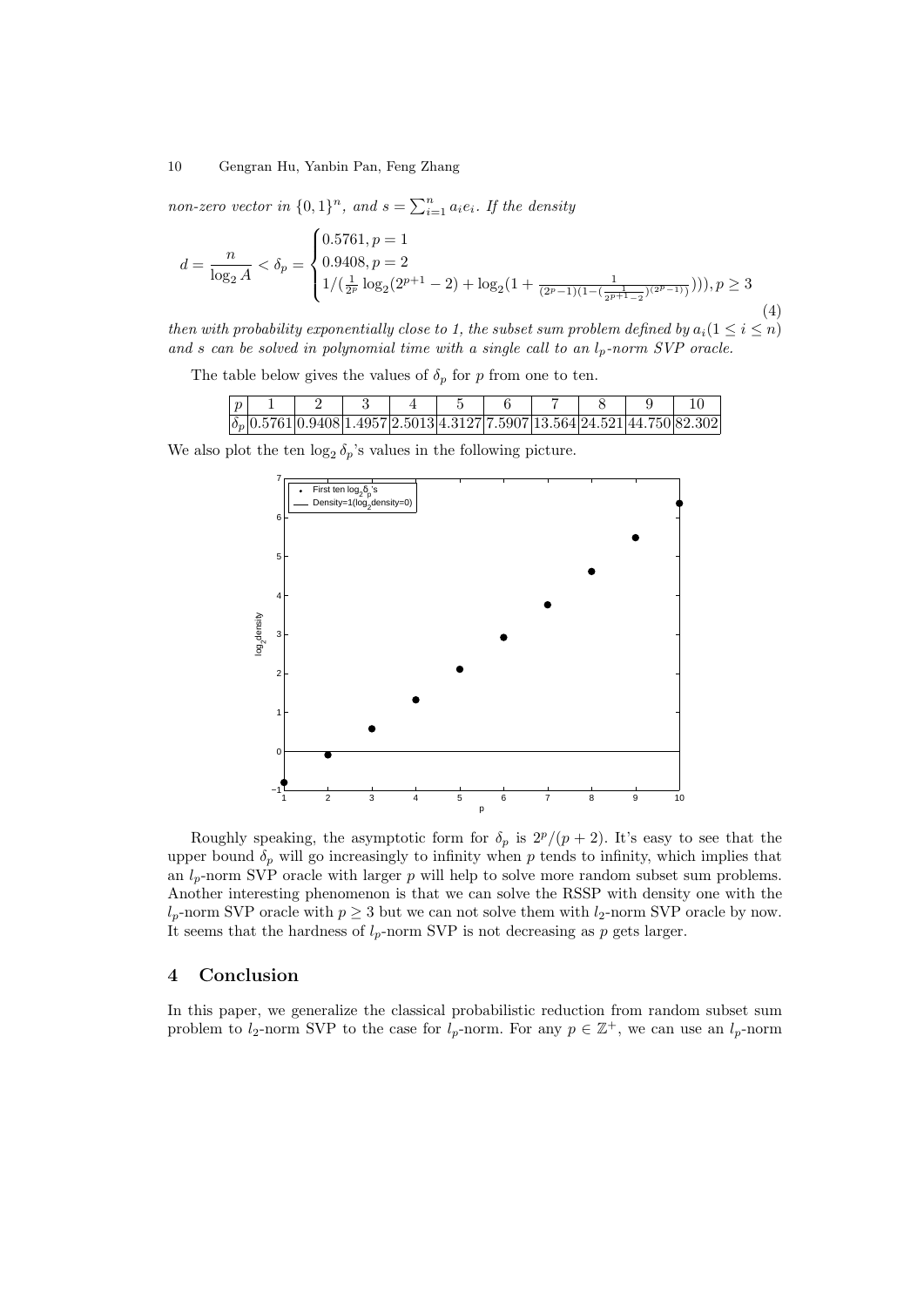*non-zero vector in* $\{0,1\}^n$*, and* $s = \sum_{i=1}^{n} a_i e_i$*. If the density*

$$d = \frac{n}{\log_2 A} < \delta_p = \begin{cases} 0.5761, p = 1 \\ 0.9408, p = 2 \\ 1/(\frac{1}{2^p}\log_2(2^{p+1}-2) + \log_2(1 + \frac{1}{(2^p-1)(1-(\frac{1}{2^{p+1}-2})^{(2^p-1)})})), p \geq 3 \end{cases} \tag{4}$$

*then with probability exponentially close to 1, the subset sum problem defined by* $a_i (1 \leq i \leq n)$ *and* $s$ *can be solved in polynomial time with a single call to an* $l_p$*-norm SVP oracle.*

The table below gives the values of $\delta_p$ for $p$ from one to ten.

| $p$ | 1 | 2 | 3 | 4 | 5 | 6 | 7 | 8 | 9 | 10 |
|---|---|---|---|---|---|---|---|---|---|---|
| $\delta_p$ | 0.5761 | 0.9408 | 1.4957 | 2.5013 | 4.3127 | 7.5907 | 13.564 | 24.521 | 44.750 | 82.302 |

We also plot the ten $\log_2 \delta_p$'s values in the following picture.

Roughly speaking, the asymptotic form for $\delta_p$ is $2^p/(p+2)$. It's easy to see that the upper bound $\delta_p$ will go increasingly to infinity when $p$ tends to infinity, which implies that an $l_p$-norm SVP oracle with larger $p$ will help to solve more random subset sum problems. Another interesting phenomenon is that we can solve the RSSP with density one with the $l_p$-norm SVP oracle with $p \geq 3$ but we can not solve them with $l_2$-norm SVP oracle by now. It seems that the hardness of $l_p$-norm SVP is not decreasing as $p$ gets larger.

## 4 Conclusion

In this paper, we generalize the classical probabilistic reduction from random subset sum problem to $l_2$-norm SVP to the case for $l_p$-norm. For any $p \in \mathbb{Z}^+$, we can use an $l_p$-norm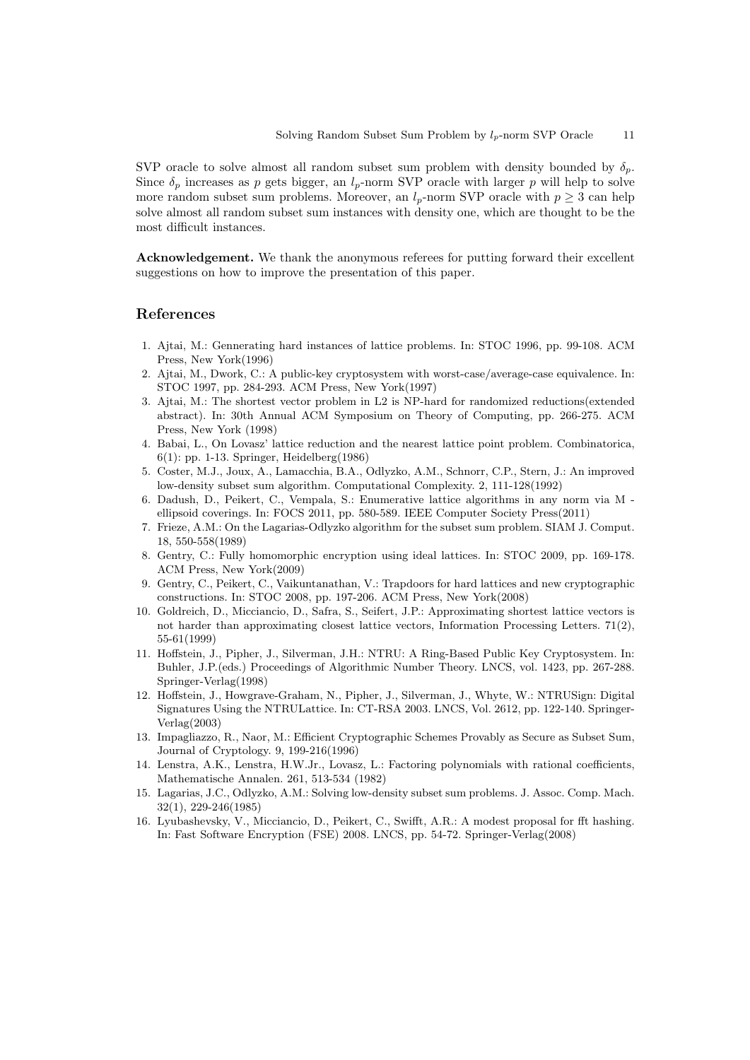SVP oracle to solve almost all random subset sum problem with density bounded by $\delta_p$. Since $\delta_p$ increases as $p$ gets bigger, an $l_p$-norm SVP oracle with larger $p$ will help to solve more random subset sum problems. Moreover, an $l_p$-norm SVP oracle with $p \geq 3$ can help solve almost all random subset sum instances with density one, which are thought to be the most difficult instances.

**Acknowledgement.** We thank the anonymous referees for putting forward their excellent suggestions on how to improve the presentation of this paper.

## References

1. Ajtai, M.: Gennerating hard instances of lattice problems. In: STOC 1996, pp. 99-108. ACM Press, New York(1996)
2. Ajtai, M., Dwork, C.: A public-key cryptosystem with worst-case/average-case equivalence. In: STOC 1997, pp. 284-293. ACM Press, New York(1997)
3. Ajtai, M.: The shortest vector problem in L2 is NP-hard for randomized reductions(extended abstract). In: 30th Annual ACM Symposium on Theory of Computing, pp. 266-275. ACM Press, New York (1998)
4. Babai, L., On Lovasz' lattice reduction and the nearest lattice point problem. Combinatorica, 6(1): pp. 1-13. Springer, Heidelberg(1986)
5. Coster, M.J., Joux, A., Lamacchia, B.A., Odlyzko, A.M., Schnorr, C.P., Stern, J.: An improved low-density subset sum algorithm. Computational Complexity. 2, 111-128(1992)
6. Dadush, D., Peikert, C., Vempala, S.: Enumerative lattice algorithms in any norm via M - ellipsoid coverings. In: FOCS 2011, pp. 580-589. IEEE Computer Society Press(2011)
7. Frieze, A.M.: On the Lagarias-Odlyzko algorithm for the subset sum problem. SIAM J. Comput. 18, 550-558(1989)
8. Gentry, C.: Fully homomorphic encryption using ideal lattices. In: STOC 2009, pp. 169-178. ACM Press, New York(2009)
9. Gentry, C., Peikert, C., Vaikuntanathan, V.: Trapdoors for hard lattices and new cryptographic constructions. In: STOC 2008, pp. 197-206. ACM Press, New York(2008)
10. Goldreich, D., Micciancio, D., Safra, S., Seifert, J.P.: Approximating shortest lattice vectors is not harder than approximating closest lattice vectors, Information Processing Letters. 71(2), 55-61(1999)
11. Hoffstein, J., Pipher, J., Silverman, J.H.: NTRU: A Ring-Based Public Key Cryptosystem. In: Buhler, J.P.(eds.) Proceedings of Algorithmic Number Theory. LNCS, vol. 1423, pp. 267-288. Springer-Verlag(1998)
12. Hoffstein, J., Howgrave-Graham, N., Pipher, J., Silverman, J., Whyte, W.: NTRUSign: Digital Signatures Using the NTRULattice. In: CT-RSA 2003. LNCS, Vol. 2612, pp. 122-140. Springer-Verlag(2003)
13. Impagliazzo, R., Naor, M.: Efficient Cryptographic Schemes Provably as Secure as Subset Sum, Journal of Cryptology. 9, 199-216(1996)
14. Lenstra, A.K., Lenstra, H.W.Jr., Lovasz, L.: Factoring polynomials with rational coefficients, Mathematische Annalen. 261, 513-534 (1982)
15. Lagarias, J.C., Odlyzko, A.M.: Solving low-density subset sum problems. J. Assoc. Comp. Mach. 32(1), 229-246(1985)
16. Lyubashevsky, V., Micciancio, D., Peikert, C., Swifft, A.R.: A modest proposal for fft hashing. In: Fast Software Encryption (FSE) 2008. LNCS, pp. 54-72. Springer-Verlag(2008)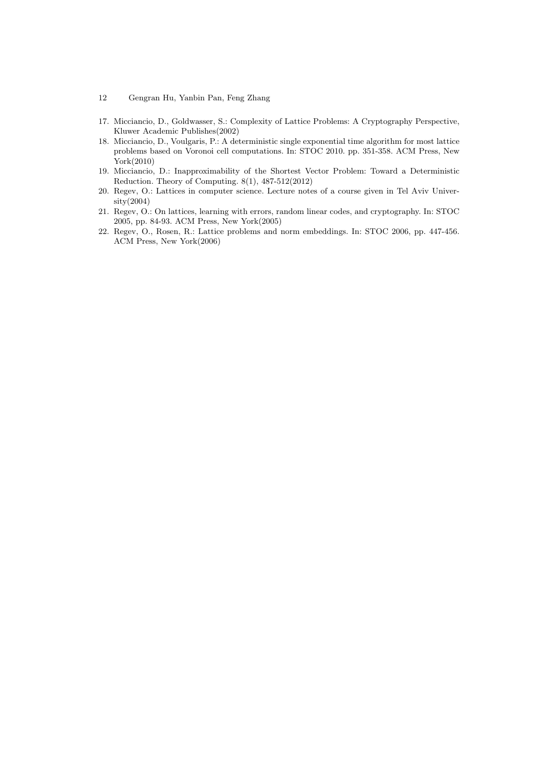17. Micciancio, D., Goldwasser, S.: Complexity of Lattice Problems: A Cryptography Perspective, Kluwer Academic Publishes(2002)
18. Micciancio, D., Voulgaris, P.: A deterministic single exponential time algorithm for most lattice problems based on Voronoi cell computations. In: STOC 2010. pp. 351-358. ACM Press, New York(2010)
19. Micciancio, D.: Inapproximability of the Shortest Vector Problem: Toward a Deterministic Reduction. Theory of Computing. 8(1), 487-512(2012)
20. Regev, O.: Lattices in computer science. Lecture notes of a course given in Tel Aviv University(2004)
21. Regev, O.: On lattices, learning with errors, random linear codes, and cryptography. In: STOC 2005, pp. 84-93. ACM Press, New York(2005)
22. Regev, O., Rosen, R.: Lattice problems and norm embeddings. In: STOC 2006, pp. 447-456. ACM Press, New York(2006)